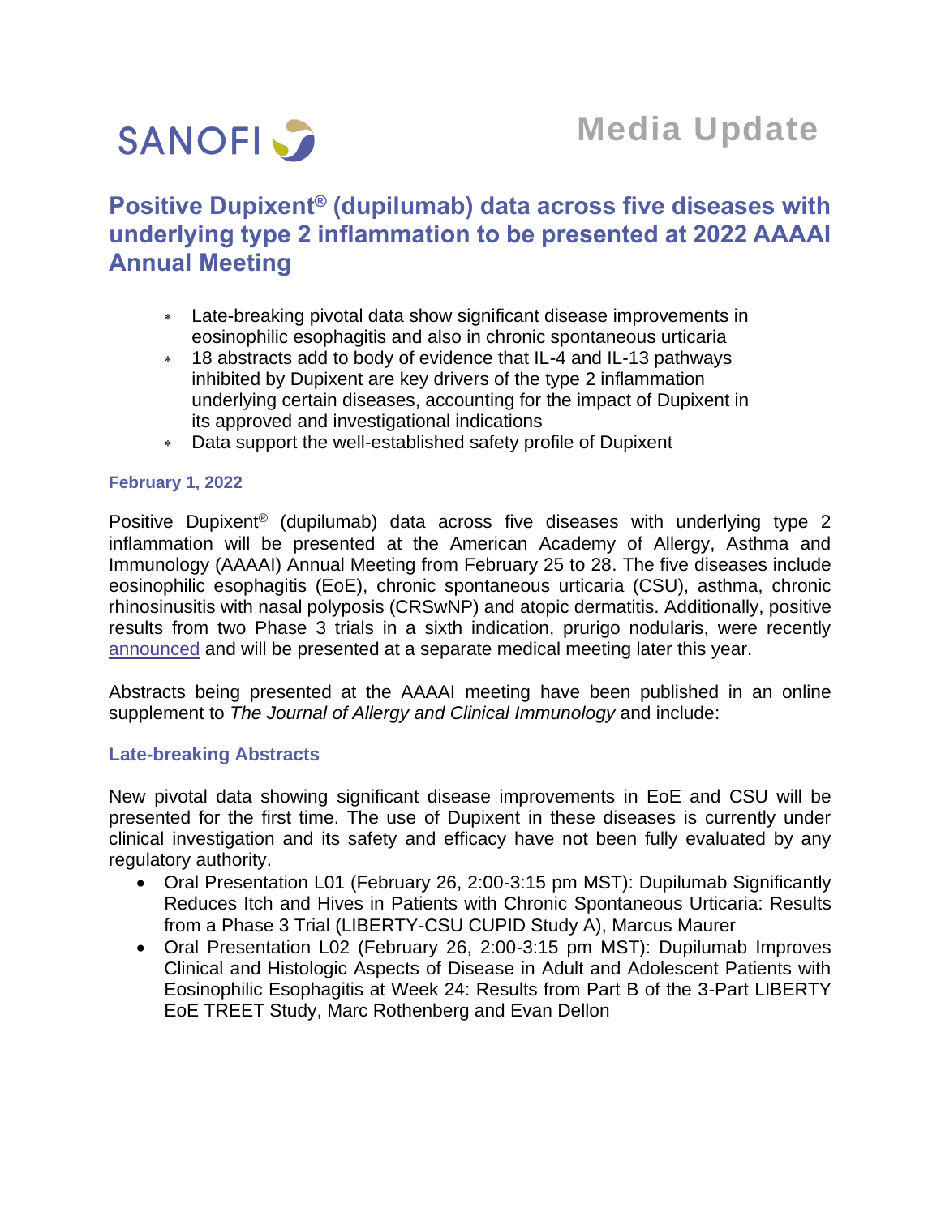SANOFI

**Media Update**

# Positive Dupixent® (dupilumab) data across five diseases with underlying type 2 inflammation to be presented at 2022 AAAAI Annual Meeting

- Late-breaking pivotal data show significant disease improvements in eosinophilic esophagitis and also in chronic spontaneous urticaria
- 18 abstracts add to body of evidence that IL-4 and IL-13 pathways inhibited by Dupixent are key drivers of the type 2 inflammation underlying certain diseases, accounting for the impact of Dupixent in its approved and investigational indications
- Data support the well-established safety profile of Dupixent

**February 1, 2022**

Positive Dupixent® (dupilumab) data across five diseases with underlying type 2 inflammation will be presented at the American Academy of Allergy, Asthma and Immunology (AAAAI) Annual Meeting from February 25 to 28. The five diseases include eosinophilic esophagitis (EoE), chronic spontaneous urticaria (CSU), asthma, chronic rhinosinusitis with nasal polyposis (CRSwNP) and atopic dermatitis. Additionally, positive results from two Phase 3 trials in a sixth indication, prurigo nodularis, were recently announced and will be presented at a separate medical meeting later this year.

Abstracts being presented at the AAAAI meeting have been published in an online supplement to *The Journal of Allergy and Clinical Immunology* and include:

## Late-breaking Abstracts

New pivotal data showing significant disease improvements in EoE and CSU will be presented for the first time. The use of Dupixent in these diseases is currently under clinical investigation and its safety and efficacy have not been fully evaluated by any regulatory authority.

- Oral Presentation L01 (February 26, 2:00-3:15 pm MST): Dupilumab Significantly Reduces Itch and Hives in Patients with Chronic Spontaneous Urticaria: Results from a Phase 3 Trial (LIBERTY-CSU CUPID Study A), Marcus Maurer
- Oral Presentation L02 (February 26, 2:00-3:15 pm MST): Dupilumab Improves Clinical and Histologic Aspects of Disease in Adult and Adolescent Patients with Eosinophilic Esophagitis at Week 24: Results from Part B of the 3-Part LIBERTY EoE TREET Study, Marc Rothenberg and Evan Dellon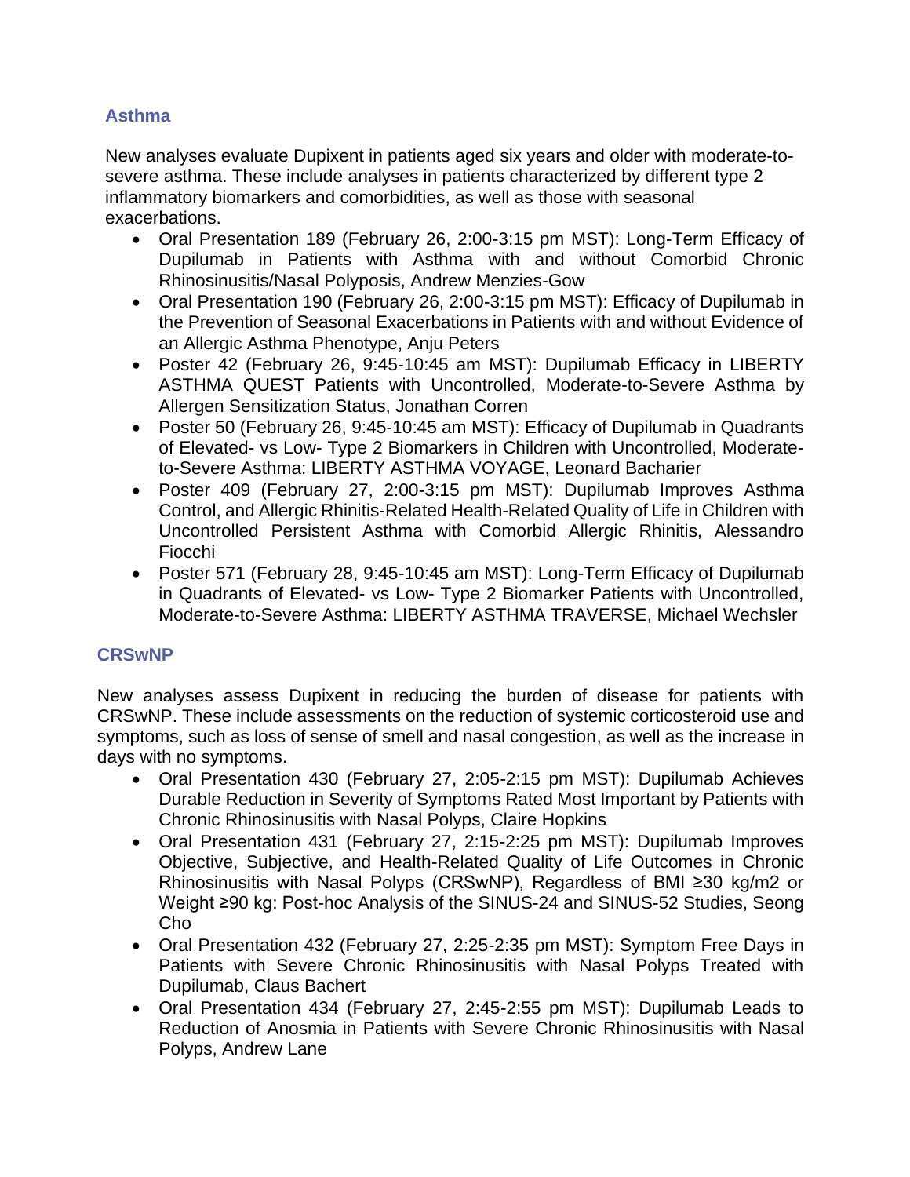## Asthma

New analyses evaluate Dupixent in patients aged six years and older with moderate-to-severe asthma. These include analyses in patients characterized by different type 2 inflammatory biomarkers and comorbidities, as well as those with seasonal exacerbations.

- Oral Presentation 189 (February 26, 2:00-3:15 pm MST): Long-Term Efficacy of Dupilumab in Patients with Asthma with and without Comorbid Chronic Rhinosinusitis/Nasal Polyposis, Andrew Menzies-Gow
- Oral Presentation 190 (February 26, 2:00-3:15 pm MST): Efficacy of Dupilumab in the Prevention of Seasonal Exacerbations in Patients with and without Evidence of an Allergic Asthma Phenotype, Anju Peters
- Poster 42 (February 26, 9:45-10:45 am MST): Dupilumab Efficacy in LIBERTY ASTHMA QUEST Patients with Uncontrolled, Moderate-to-Severe Asthma by Allergen Sensitization Status, Jonathan Corren
- Poster 50 (February 26, 9:45-10:45 am MST): Efficacy of Dupilumab in Quadrants of Elevated- vs Low- Type 2 Biomarkers in Children with Uncontrolled, Moderate-to-Severe Asthma: LIBERTY ASTHMA VOYAGE, Leonard Bacharier
- Poster 409 (February 27, 2:00-3:15 pm MST): Dupilumab Improves Asthma Control, and Allergic Rhinitis-Related Health-Related Quality of Life in Children with Uncontrolled Persistent Asthma with Comorbid Allergic Rhinitis, Alessandro Fiocchi
- Poster 571 (February 28, 9:45-10:45 am MST): Long-Term Efficacy of Dupilumab in Quadrants of Elevated- vs Low- Type 2 Biomarker Patients with Uncontrolled, Moderate-to-Severe Asthma: LIBERTY ASTHMA TRAVERSE, Michael Wechsler

## CRSwNP

New analyses assess Dupixent in reducing the burden of disease for patients with CRSwNP. These include assessments on the reduction of systemic corticosteroid use and symptoms, such as loss of sense of smell and nasal congestion, as well as the increase in days with no symptoms.

- Oral Presentation 430 (February 27, 2:05-2:15 pm MST): Dupilumab Achieves Durable Reduction in Severity of Symptoms Rated Most Important by Patients with Chronic Rhinosinusitis with Nasal Polyps, Claire Hopkins
- Oral Presentation 431 (February 27, 2:15-2:25 pm MST): Dupilumab Improves Objective, Subjective, and Health-Related Quality of Life Outcomes in Chronic Rhinosinusitis with Nasal Polyps (CRSwNP), Regardless of BMI ≥30 kg/m2 or Weight ≥90 kg: Post-hoc Analysis of the SINUS-24 and SINUS-52 Studies, Seong Cho
- Oral Presentation 432 (February 27, 2:25-2:35 pm MST): Symptom Free Days in Patients with Severe Chronic Rhinosinusitis with Nasal Polyps Treated with Dupilumab, Claus Bachert
- Oral Presentation 434 (February 27, 2:45-2:55 pm MST): Dupilumab Leads to Reduction of Anosmia in Patients with Severe Chronic Rhinosinusitis with Nasal Polyps, Andrew Lane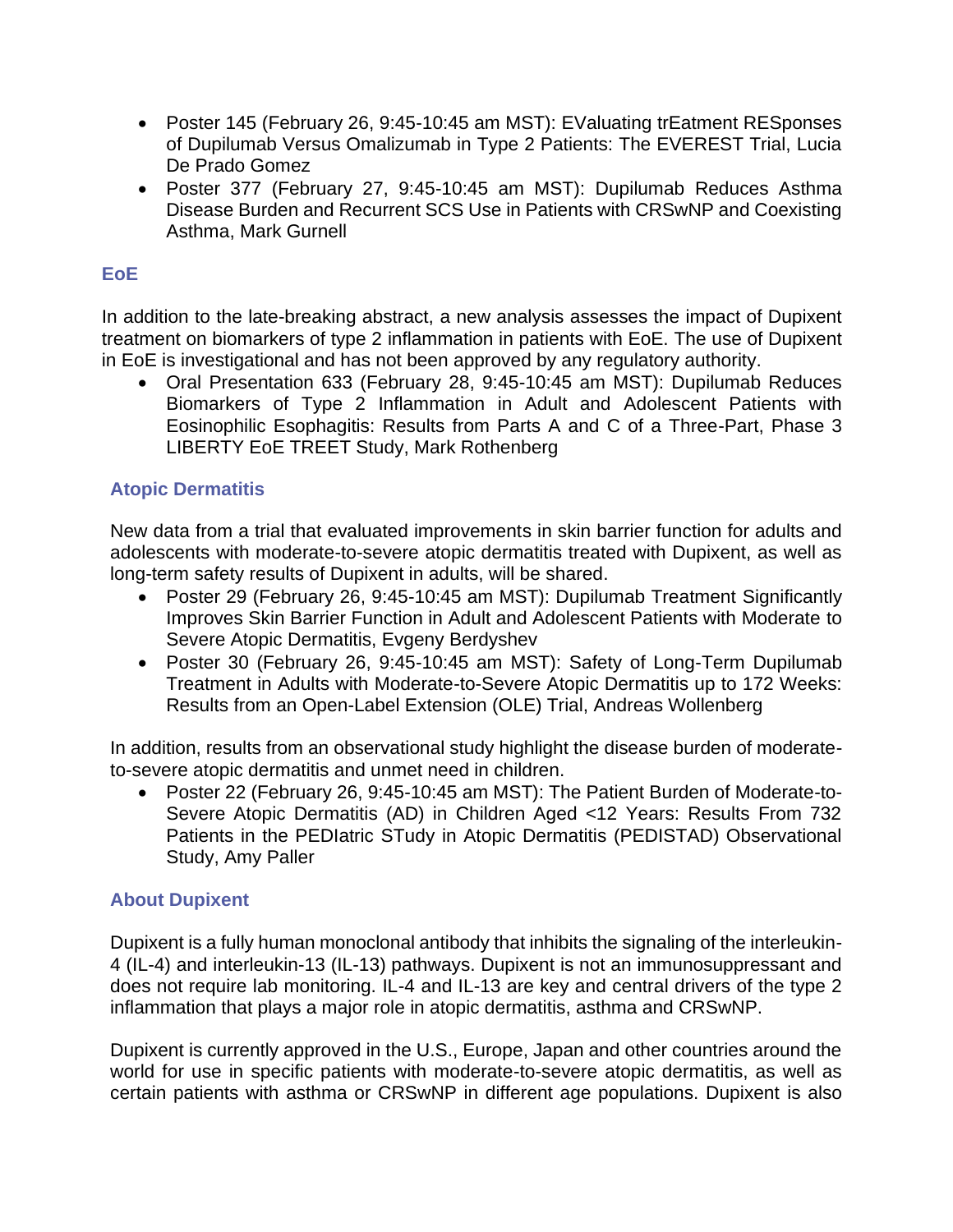- Poster 145 (February 26, 9:45-10:45 am MST): EValuating trEatment RESponses of Dupilumab Versus Omalizumab in Type 2 Patients: The EVEREST Trial, Lucia De Prado Gomez
- Poster 377 (February 27, 9:45-10:45 am MST): Dupilumab Reduces Asthma Disease Burden and Recurrent SCS Use in Patients with CRSwNP and Coexisting Asthma, Mark Gurnell

### EoE

In addition to the late-breaking abstract, a new analysis assesses the impact of Dupixent treatment on biomarkers of type 2 inflammation in patients with EoE. The use of Dupixent in EoE is investigational and has not been approved by any regulatory authority.

- Oral Presentation 633 (February 28, 9:45-10:45 am MST): Dupilumab Reduces Biomarkers of Type 2 Inflammation in Adult and Adolescent Patients with Eosinophilic Esophagitis: Results from Parts A and C of a Three-Part, Phase 3 LIBERTY EoE TREET Study, Mark Rothenberg

### Atopic Dermatitis

New data from a trial that evaluated improvements in skin barrier function for adults and adolescents with moderate-to-severe atopic dermatitis treated with Dupixent, as well as long-term safety results of Dupixent in adults, will be shared.

- Poster 29 (February 26, 9:45-10:45 am MST): Dupilumab Treatment Significantly Improves Skin Barrier Function in Adult and Adolescent Patients with Moderate to Severe Atopic Dermatitis, Evgeny Berdyshev
- Poster 30 (February 26, 9:45-10:45 am MST): Safety of Long-Term Dupilumab Treatment in Adults with Moderate-to-Severe Atopic Dermatitis up to 172 Weeks: Results from an Open-Label Extension (OLE) Trial, Andreas Wollenberg

In addition, results from an observational study highlight the disease burden of moderate-to-severe atopic dermatitis and unmet need in children.

- Poster 22 (February 26, 9:45-10:45 am MST): The Patient Burden of Moderate-to-Severe Atopic Dermatitis (AD) in Children Aged <12 Years: Results From 732 Patients in the PEDIatric STudy in Atopic Dermatitis (PEDISTAD) Observational Study, Amy Paller

### About Dupixent

Dupixent is a fully human monoclonal antibody that inhibits the signaling of the interleukin-4 (IL-4) and interleukin-13 (IL-13) pathways. Dupixent is not an immunosuppressant and does not require lab monitoring. IL-4 and IL-13 are key and central drivers of the type 2 inflammation that plays a major role in atopic dermatitis, asthma and CRSwNP.

Dupixent is currently approved in the U.S., Europe, Japan and other countries around the world for use in specific patients with moderate-to-severe atopic dermatitis, as well as certain patients with asthma or CRSwNP in different age populations. Dupixent is also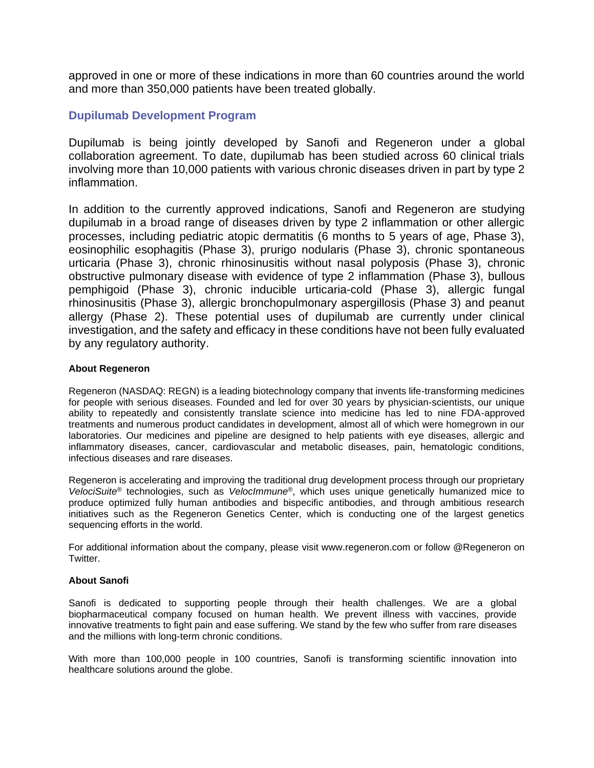approved in one or more of these indications in more than 60 countries around the world and more than 350,000 patients have been treated globally.

## Dupilumab Development Program

Dupilumab is being jointly developed by Sanofi and Regeneron under a global collaboration agreement. To date, dupilumab has been studied across 60 clinical trials involving more than 10,000 patients with various chronic diseases driven in part by type 2 inflammation.

In addition to the currently approved indications, Sanofi and Regeneron are studying dupilumab in a broad range of diseases driven by type 2 inflammation or other allergic processes, including pediatric atopic dermatitis (6 months to 5 years of age, Phase 3), eosinophilic esophagitis (Phase 3), prurigo nodularis (Phase 3), chronic spontaneous urticaria (Phase 3), chronic rhinosinusitis without nasal polyposis (Phase 3), chronic obstructive pulmonary disease with evidence of type 2 inflammation (Phase 3), bullous pemphigoid (Phase 3), chronic inducible urticaria-cold (Phase 3), allergic fungal rhinosinusitis (Phase 3), allergic bronchopulmonary aspergillosis (Phase 3) and peanut allergy (Phase 2). These potential uses of dupilumab are currently under clinical investigation, and the safety and efficacy in these conditions have not been fully evaluated by any regulatory authority.

### About Regeneron

Regeneron (NASDAQ: REGN) is a leading biotechnology company that invents life-transforming medicines for people with serious diseases. Founded and led for over 30 years by physician-scientists, our unique ability to repeatedly and consistently translate science into medicine has led to nine FDA-approved treatments and numerous product candidates in development, almost all of which were homegrown in our laboratories. Our medicines and pipeline are designed to help patients with eye diseases, allergic and inflammatory diseases, cancer, cardiovascular and metabolic diseases, pain, hematologic conditions, infectious diseases and rare diseases.

Regeneron is accelerating and improving the traditional drug development process through our proprietary *VelociSuite*® technologies, such as *VelocImmune*®, which uses unique genetically humanized mice to produce optimized fully human antibodies and bispecific antibodies, and through ambitious research initiatives such as the Regeneron Genetics Center, which is conducting one of the largest genetics sequencing efforts in the world.

For additional information about the company, please visit www.regeneron.com or follow @Regeneron on Twitter.

### About Sanofi

Sanofi is dedicated to supporting people through their health challenges. We are a global biopharmaceutical company focused on human health. We prevent illness with vaccines, provide innovative treatments to fight pain and ease suffering. We stand by the few who suffer from rare diseases and the millions with long-term chronic conditions.

With more than 100,000 people in 100 countries, Sanofi is transforming scientific innovation into healthcare solutions around the globe.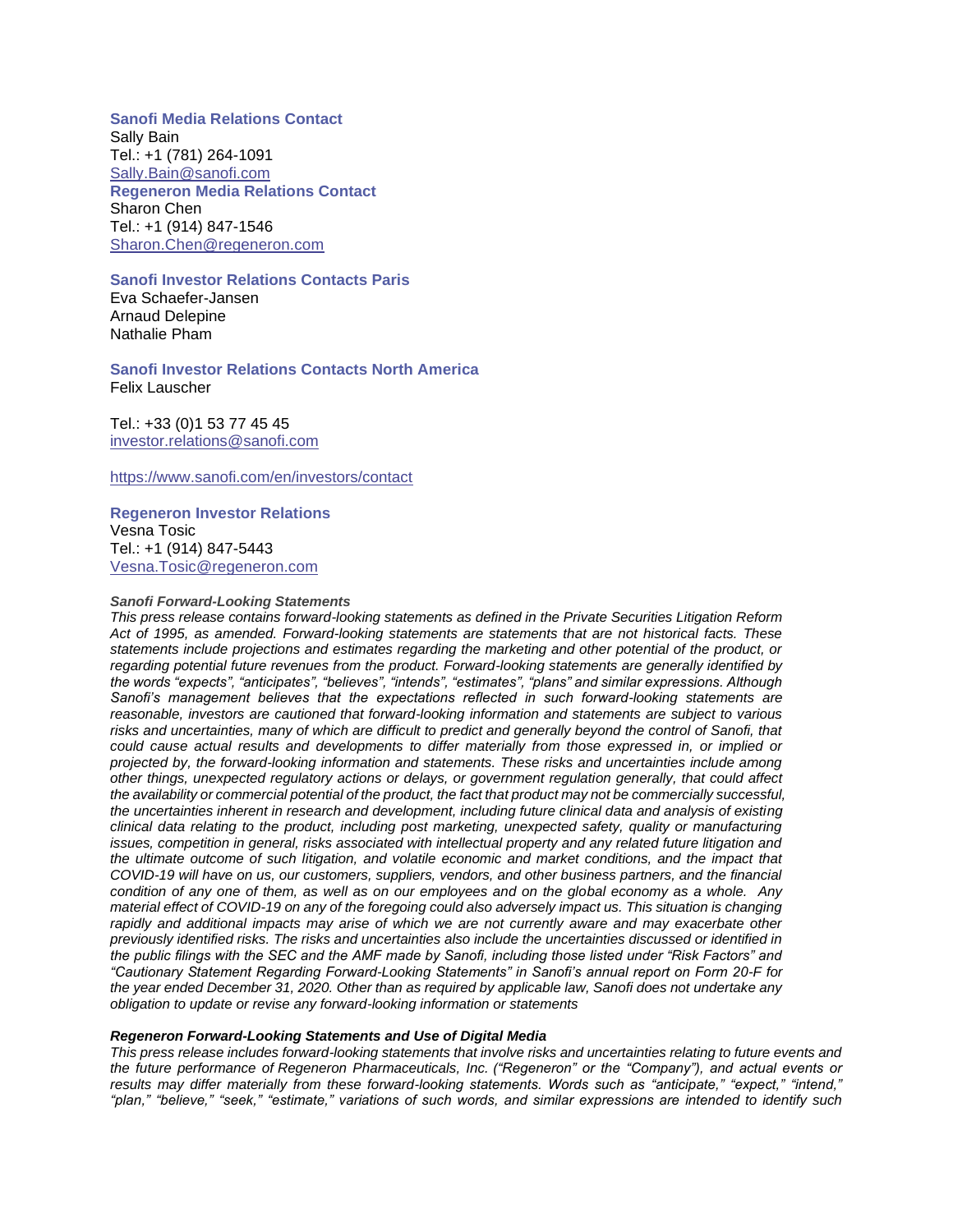**Sanofi Media Relations Contact**
Sally Bain
Tel.: +1 (781) 264-1091
Sally.Bain@sanofi.com

**Regeneron Media Relations Contact**
Sharon Chen
Tel.: +1 (914) 847-1546
Sharon.Chen@regeneron.com

**Sanofi Investor Relations Contacts Paris**
Eva Schaefer-Jansen
Arnaud Delepine
Nathalie Pham

**Sanofi Investor Relations Contacts North America**
Felix Lauscher

Tel.: +33 (0)1 53 77 45 45
investor.relations@sanofi.com

https://www.sanofi.com/en/investors/contact

**Regeneron Investor Relations**
Vesna Tosic
Tel.: +1 (914) 847-5443
Vesna.Tosic@regeneron.com

***Sanofi Forward-Looking Statements***

*This press release contains forward-looking statements as defined in the Private Securities Litigation Reform Act of 1995, as amended. Forward-looking statements are statements that are not historical facts. These statements include projections and estimates regarding the marketing and other potential of the product, or regarding potential future revenues from the product. Forward-looking statements are generally identified by the words "expects", "anticipates", "believes", "intends", "estimates", "plans" and similar expressions. Although Sanofi's management believes that the expectations reflected in such forward-looking statements are reasonable, investors are cautioned that forward-looking information and statements are subject to various risks and uncertainties, many of which are difficult to predict and generally beyond the control of Sanofi, that could cause actual results and developments to differ materially from those expressed in, or implied or projected by, the forward-looking information and statements. These risks and uncertainties include among other things, unexpected regulatory actions or delays, or government regulation generally, that could affect the availability or commercial potential of the product, the fact that product may not be commercially successful, the uncertainties inherent in research and development, including future clinical data and analysis of existing clinical data relating to the product, including post marketing, unexpected safety, quality or manufacturing issues, competition in general, risks associated with intellectual property and any related future litigation and the ultimate outcome of such litigation, and volatile economic and market conditions, and the impact that COVID-19 will have on us, our customers, suppliers, vendors, and other business partners, and the financial condition of any one of them, as well as on our employees and on the global economy as a whole. Any material effect of COVID-19 on any of the foregoing could also adversely impact us. This situation is changing rapidly and additional impacts may arise of which we are not currently aware and may exacerbate other previously identified risks. The risks and uncertainties also include the uncertainties discussed or identified in the public filings with the SEC and the AMF made by Sanofi, including those listed under "Risk Factors" and "Cautionary Statement Regarding Forward-Looking Statements" in Sanofi's annual report on Form 20-F for the year ended December 31, 2020. Other than as required by applicable law, Sanofi does not undertake any obligation to update or revise any forward-looking information or statements*

***Regeneron Forward-Looking Statements and Use of Digital Media***

*This press release includes forward-looking statements that involve risks and uncertainties relating to future events and the future performance of Regeneron Pharmaceuticals, Inc. ("Regeneron" or the "Company"), and actual events or results may differ materially from these forward-looking statements. Words such as "anticipate," "expect," "intend," "plan," "believe," "seek," "estimate," variations of such words, and similar expressions are intended to identify such*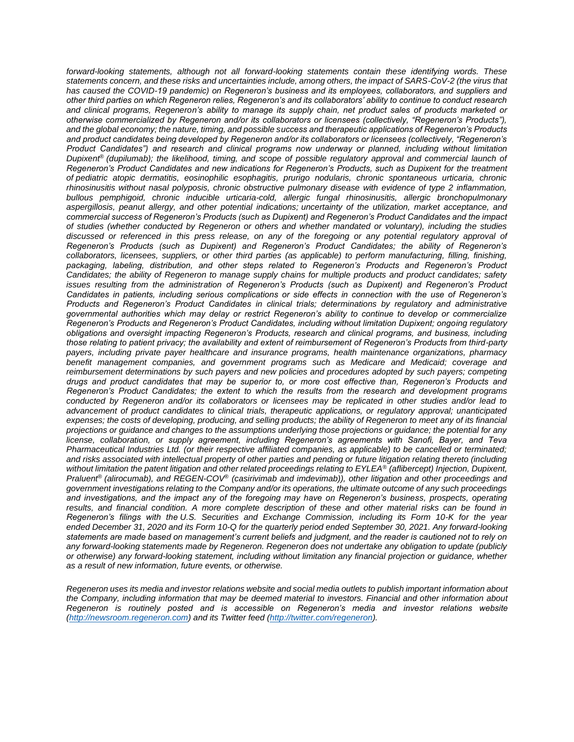*forward-looking statements, although not all forward-looking statements contain these identifying words. These statements concern, and these risks and uncertainties include, among others, the impact of SARS-CoV-2 (the virus that has caused the COVID-19 pandemic) on Regeneron's business and its employees, collaborators, and suppliers and other third parties on which Regeneron relies, Regeneron's and its collaborators' ability to continue to conduct research and clinical programs, Regeneron's ability to manage its supply chain, net product sales of products marketed or otherwise commercialized by Regeneron and/or its collaborators or licensees (collectively, "Regeneron's Products"), and the global economy; the nature, timing, and possible success and therapeutic applications of Regeneron's Products and product candidates being developed by Regeneron and/or its collaborators or licensees (collectively, "Regeneron's Product Candidates") and research and clinical programs now underway or planned, including without limitation Dupixent® (dupilumab); the likelihood, timing, and scope of possible regulatory approval and commercial launch of Regeneron's Product Candidates and new indications for Regeneron's Products, such as Dupixent for the treatment of pediatric atopic dermatitis, eosinophilic esophagitis, prurigo nodularis, chronic spontaneous urticaria, chronic rhinosinusitis without nasal polyposis, chronic obstructive pulmonary disease with evidence of type 2 inflammation, bullous pemphigoid, chronic inducible urticaria-cold, allergic fungal rhinosinusitis, allergic bronchopulmonary aspergillosis, peanut allergy, and other potential indications; uncertainty of the utilization, market acceptance, and commercial success of Regeneron's Products (such as Dupixent) and Regeneron's Product Candidates and the impact of studies (whether conducted by Regeneron or others and whether mandated or voluntary), including the studies discussed or referenced in this press release, on any of the foregoing or any potential regulatory approval of Regeneron's Products (such as Dupixent) and Regeneron's Product Candidates; the ability of Regeneron's collaborators, licensees, suppliers, or other third parties (as applicable) to perform manufacturing, filling, finishing, packaging, labeling, distribution, and other steps related to Regeneron's Products and Regeneron's Product Candidates; the ability of Regeneron to manage supply chains for multiple products and product candidates; safety issues resulting from the administration of Regeneron's Products (such as Dupixent) and Regeneron's Product Candidates in patients, including serious complications or side effects in connection with the use of Regeneron's Products and Regeneron's Product Candidates in clinical trials; determinations by regulatory and administrative governmental authorities which may delay or restrict Regeneron's ability to continue to develop or commercialize Regeneron's Products and Regeneron's Product Candidates, including without limitation Dupixent; ongoing regulatory obligations and oversight impacting Regeneron's Products, research and clinical programs, and business, including those relating to patient privacy; the availability and extent of reimbursement of Regeneron's Products from third-party payers, including private payer healthcare and insurance programs, health maintenance organizations, pharmacy benefit management companies, and government programs such as Medicare and Medicaid; coverage and reimbursement determinations by such payers and new policies and procedures adopted by such payers; competing drugs and product candidates that may be superior to, or more cost effective than, Regeneron's Products and Regeneron's Product Candidates; the extent to which the results from the research and development programs conducted by Regeneron and/or its collaborators or licensees may be replicated in other studies and/or lead to advancement of product candidates to clinical trials, therapeutic applications, or regulatory approval; unanticipated expenses; the costs of developing, producing, and selling products; the ability of Regeneron to meet any of its financial projections or guidance and changes to the assumptions underlying those projections or guidance; the potential for any license, collaboration, or supply agreement, including Regeneron's agreements with Sanofi, Bayer, and Teva Pharmaceutical Industries Ltd. (or their respective affiliated companies, as applicable) to be cancelled or terminated; and risks associated with intellectual property of other parties and pending or future litigation relating thereto (including without limitation the patent litigation and other related proceedings relating to EYLEA® (aflibercept) Injection, Dupixent, Praluent® (alirocumab), and REGEN-COV® (casirivimab and imdevimab)), other litigation and other proceedings and government investigations relating to the Company and/or its operations, the ultimate outcome of any such proceedings and investigations, and the impact any of the foregoing may have on Regeneron's business, prospects, operating results, and financial condition. A more complete description of these and other material risks can be found in Regeneron's filings with the U.S. Securities and Exchange Commission, including its Form 10-K for the year ended December 31, 2020 and its Form 10-Q for the quarterly period ended September 30, 2021. Any forward-looking statements are made based on management's current beliefs and judgment, and the reader is cautioned not to rely on any forward-looking statements made by Regeneron. Regeneron does not undertake any obligation to update (publicly or otherwise) any forward-looking statement, including without limitation any financial projection or guidance, whether as a result of new information, future events, or otherwise.*

*Regeneron uses its media and investor relations website and social media outlets to publish important information about the Company, including information that may be deemed material to investors. Financial and other information about Regeneron is routinely posted and is accessible on Regeneron's media and investor relations website ([http://newsroom.regeneron.com](http://newsroom.regeneron.com)) and its Twitter feed ([http://twitter.com/regeneron](http://twitter.com/regeneron)).*